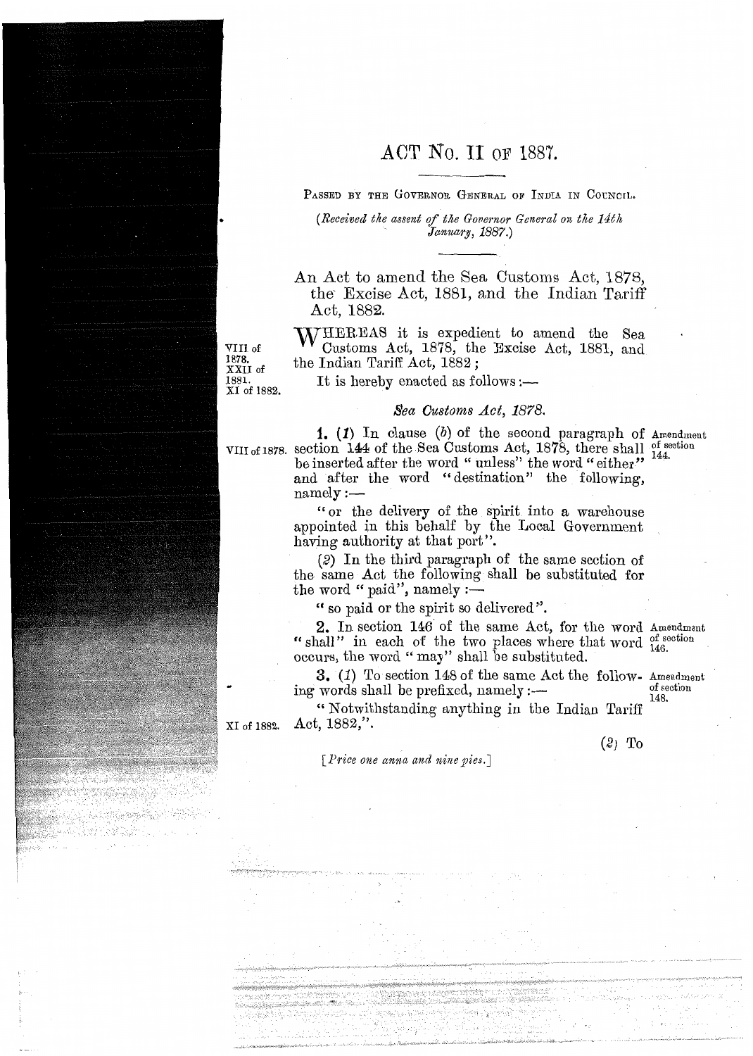# ACT No. II OF 1887.

PASSED BY THE GOVERNOR GENERAL OF INDIA IN COUNCIL.

*(Received the assent of the Governor General on the 14th January, 1887.)*

An Act to amend the Sea Customs Act, 1878, the Excise Act, 1881, and the Indian Tariff Act, 1882.

VIII of 1878. XXII of 1881. XI of 1882.

WHEREAS it is expedient to amend the Sea Customs Act, 1878, the Excise Act, 1881, and the Indian Tariff Act, 1882;

It is hereby enacted as follows:—

### *Sea Customs Act, 1878.*

Amendment of section 144.

**1.** (*1*) In clause (*b*) of the second paragraph of section 144 of the Sea Customs Act, 1878, there shall be inserted after the word "unless" the word "either" and after the word "destination" the following, namely:— (VIII of 1878.)

"or the delivery of the spirit into a warehouse appointed in this behalf by the Local Government having authority at that port".

(*2*) In the third paragraph of the same section of the same Act the following shall be substituted for the word "paid", namely:—

"so paid or the spirit so delivered".

Amendment of section 146.

**2.** In section 146 of the same Act, for the word "shall" in each of the two places where that word occurs, the word "may" shall be substituted.

Amendment of section 148.

**3.** (*1*) To section 148 of the same Act the following words shall be prefixed, namely:—

"Notwithstanding anything in the Indian Tariff Act, 1882,". (XI of 1882.)

(*2*) To

[*Price one anna and nine pies.*]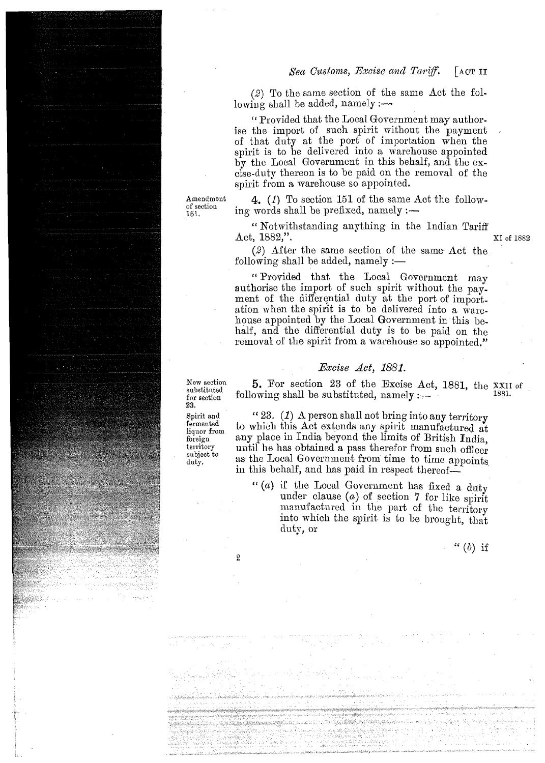(2) To the same section of the same Act the following shall be added, namely :—

"Provided that the Local Government may authorise the import of such spirit without the payment of that duty at the port of importation when the spirit is to be delivered into a warehouse appointed by the Local Government in this behalf, and the excise-duty thereon is to be paid on the removal of the spirit from a warehouse so appointed.

Amendment of section 151.

**4.** (1) To section 151 of the same Act the following words shall be prefixed, namely :—

"Notwithstanding anything in the Indian Tariff Act, 1882,". XI of 1882

(2) After the same section of the same Act the following shall be added, namely :—

"Provided that the Local Government may authorise the import of such spirit without the payment of the differential duty at the port of importation when the spirit is to be delivered into a warehouse appointed by the Local Government in this behalf, and the differential duty is to be paid on the removal of the spirit from a warehouse so appointed."

## *Excise Act, 1881.*

New section substituted for section 23.

**5.** For section 23 of the Excise Act, 1881, the following shall be substituted, namely :— XXII of 1881.

Spirit and fermented liquor from foreign territory subject to duty.

"23. (1) A person shall not bring into any territory to which this Act extends any spirit manufactured at any place in India beyond the limits of British India, until he has obtained a pass therefor from such officer as the Local Government from time to time appoints in this behalf, and has paid in respect thereof—

"(a) if the Local Government has fixed a duty under clause (a) of section 7 for like spirit manufactured in the part of the territory into which the spirit is to be brought, that duty, or

"(b) if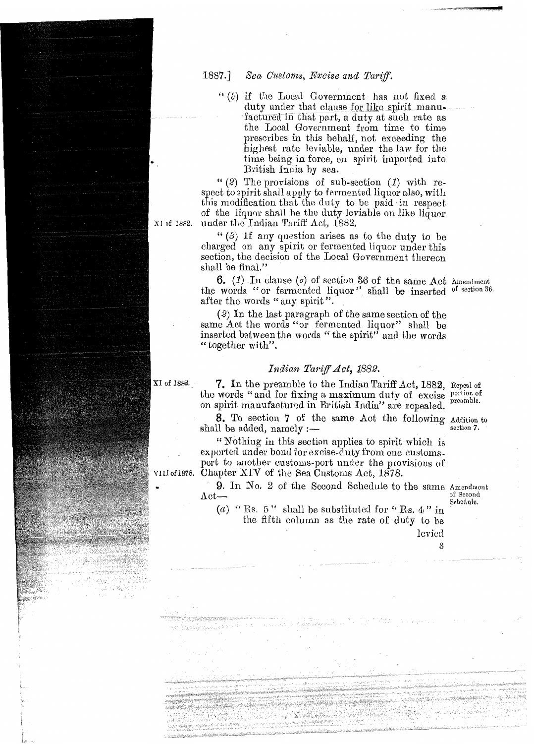"(*b*) if the Local Government has not fixed a duty under that clause for like spirit manufactured in that part, a duty at such rate as the Local Government from time to time prescribes in this behalf, not exceeding the highest rate leviable, under the law for the time being in force, on spirit imported into British India by sea.

"(*2*) The provisions of sub-section (*1*) with respect to spirit shall apply to fermented liquor also, with this modification that the duty to be paid in respect of the liquor shall be the duty leviable on like liquor under the Indian Tariff Act, 1882. XI of 1882.

"(*3*) If any question arises as to the duty to be charged on any spirit or fermented liquor under this section, the decision of the Local Government thereon shall be final."

Amendment of section 36.

**6.** (*1*) In clause (*c*) of section 36 of the same Act the words "or fermented liquor" shall be inserted after the words "any spirit".

(*2*) In the last paragraph of the same section of the same Act the words "or fermented liquor" shall be inserted between the words "the spirit" and the words "together with".

### *Indian Tariff Act, 1882.*

Repeal of portion of preamble.

**7.** In the preamble to the Indian Tariff Act, 1882, the words "and for fixing a maximum duty of excise on spirit manufactured in British India" are repealed. XI of 1882.

Addition to section 7.

**8.** To section 7 of the same Act the following shall be added, namely:—

"Nothing in this section applies to spirit which is exported under bond for excise-duty from one customs-port to another customs-port under the provisions of Chapter XIV of the Sea Customs Act, 1878. VIII of 1878.

Amendment of Second Schedule.

**9.** In No. 2 of the Second Schedule to the same Act—

(*a*) "Rs. 5" shall be substituted for "Rs. 4" in the fifth column as the rate of duty to be levied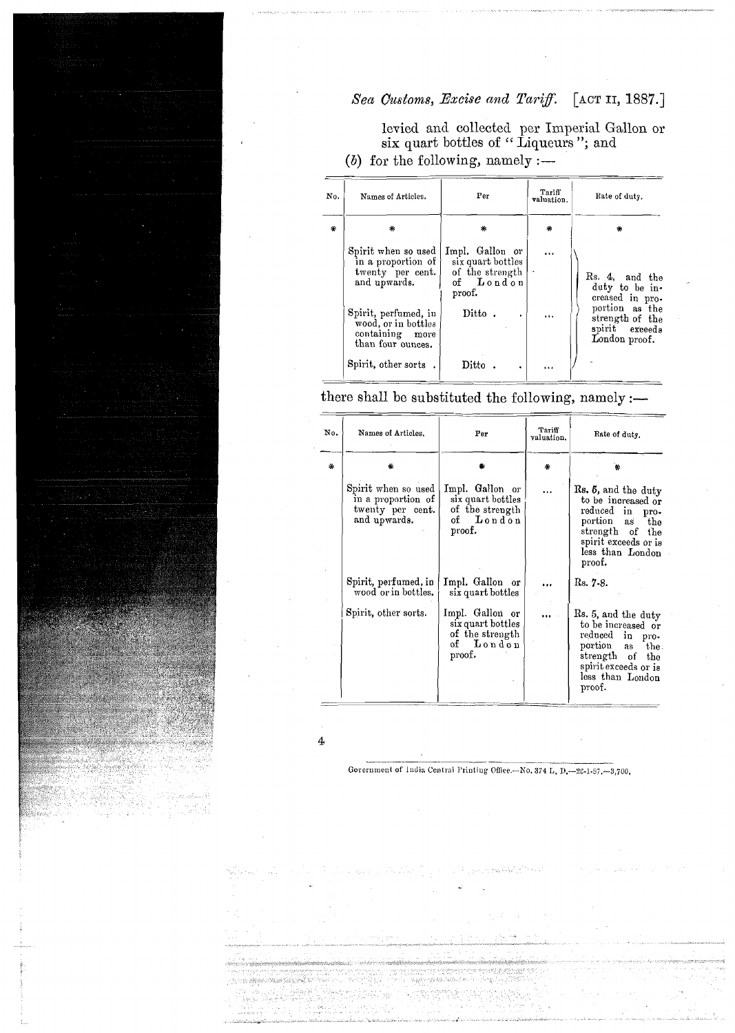levied and collected per Imperial Gallon or six quart bottles of "Liqueurs"; and

(*b*) for the following, namely :—

| No. | Names of Articles. | Per | Tariff valuation. | Rate of duty. |
|---|---|---|---|---|
| * | * | * | * | * |
| | Spirit when so used in a proportion of twenty per cent. and upwards. | Impl. Gallon or six quart bottles of the strength of London proof. | ... | Rs. 4, and the duty to be increased in proportion as the strength of the spirit exceeds London proof. |
| | Spirit, perfumed, in wood, or in bottles containing more than four ounces. | Ditto . | ... | |
| | Spirit, other sorts . | Ditto . | ... | |

there shall be substituted the following, namely :—

| No. | Names of Articles. | Per | Tariff valuation. | Rate of duty. |
|---|---|---|---|---|
| * | * | * | * | * |
| | Spirit when so used in a proportion of twenty per cent. and upwards. | Impl. Gallon or six quart bottles of the strength of London proof. | ... | Rs. 5, and the duty to be increased or reduced in proportion as the strength of the spirit exceeds or is less than London proof. |
| | Spirit, perfumed, in wood or in bottles. | Impl. Gallon or six quart bottles | ... | Rs. 7-8. |
| | Spirit, other sorts. | Impl. Gallon or six quart bottles of the strength of London proof. | ... | Rs. 5, and the duty to be increased or reduced in proportion as the strength of the spirit exceeds or is less than London proof. |

Government of India Central Printing Office.—No. 374 L. D.—26-1-87.—3,700.